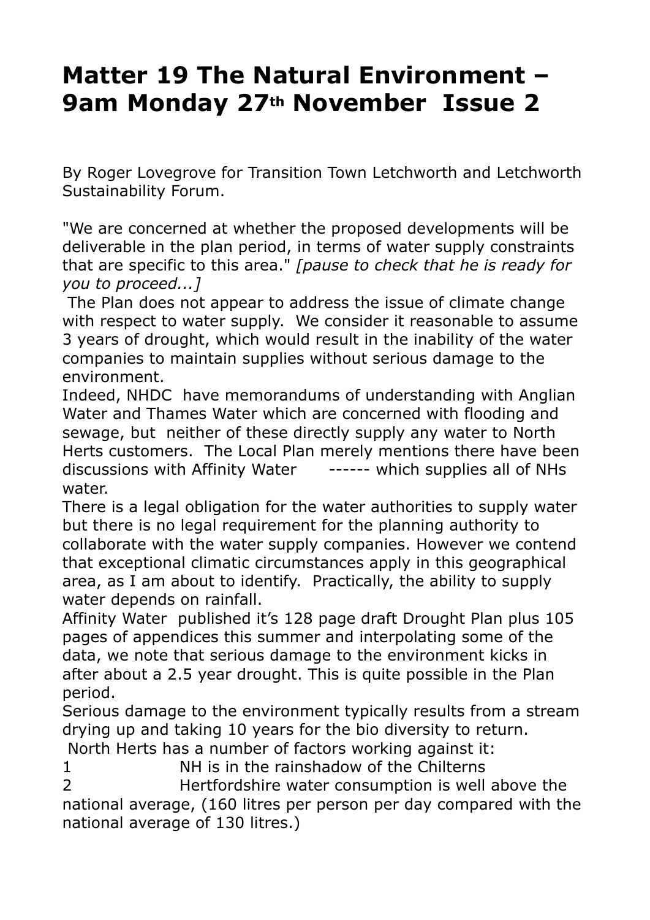# Matter 19 The Natural Environment – 9am Monday 27th November Issue 2

By Roger Lovegrove for Transition Town Letchworth and Letchworth Sustainability Forum.

"We are concerned at whether the proposed developments will be deliverable in the plan period, in terms of water supply constraints that are specific to this area." *[pause to check that he is ready for you to proceed...]*

The Plan does not appear to address the issue of climate change with respect to water supply. We consider it reasonable to assume 3 years of drought, which would result in the inability of the water companies to maintain supplies without serious damage to the environment.

Indeed, NHDC have memorandums of understanding with Anglian Water and Thames Water which are concerned with flooding and sewage, but neither of these directly supply any water to North Herts customers. The Local Plan merely mentions there have been discussions with Affinity Water ------ which supplies all of NHs water.

There is a legal obligation for the water authorities to supply water but there is no legal requirement for the planning authority to collaborate with the water supply companies. However we contend that exceptional climatic circumstances apply in this geographical area, as I am about to identify. Practically, the ability to supply water depends on rainfall.

Affinity Water published it's 128 page draft Drought Plan plus 105 pages of appendices this summer and interpolating some of the data, we note that serious damage to the environment kicks in after about a 2.5 year drought. This is quite possible in the Plan period.

Serious damage to the environment typically results from a stream drying up and taking 10 years for the bio diversity to return.

North Herts has a number of factors working against it:

1 NH is in the rainshadow of the Chilterns

2 Hertfordshire water consumption is well above the national average, (160 litres per person per day compared with the national average of 130 litres.)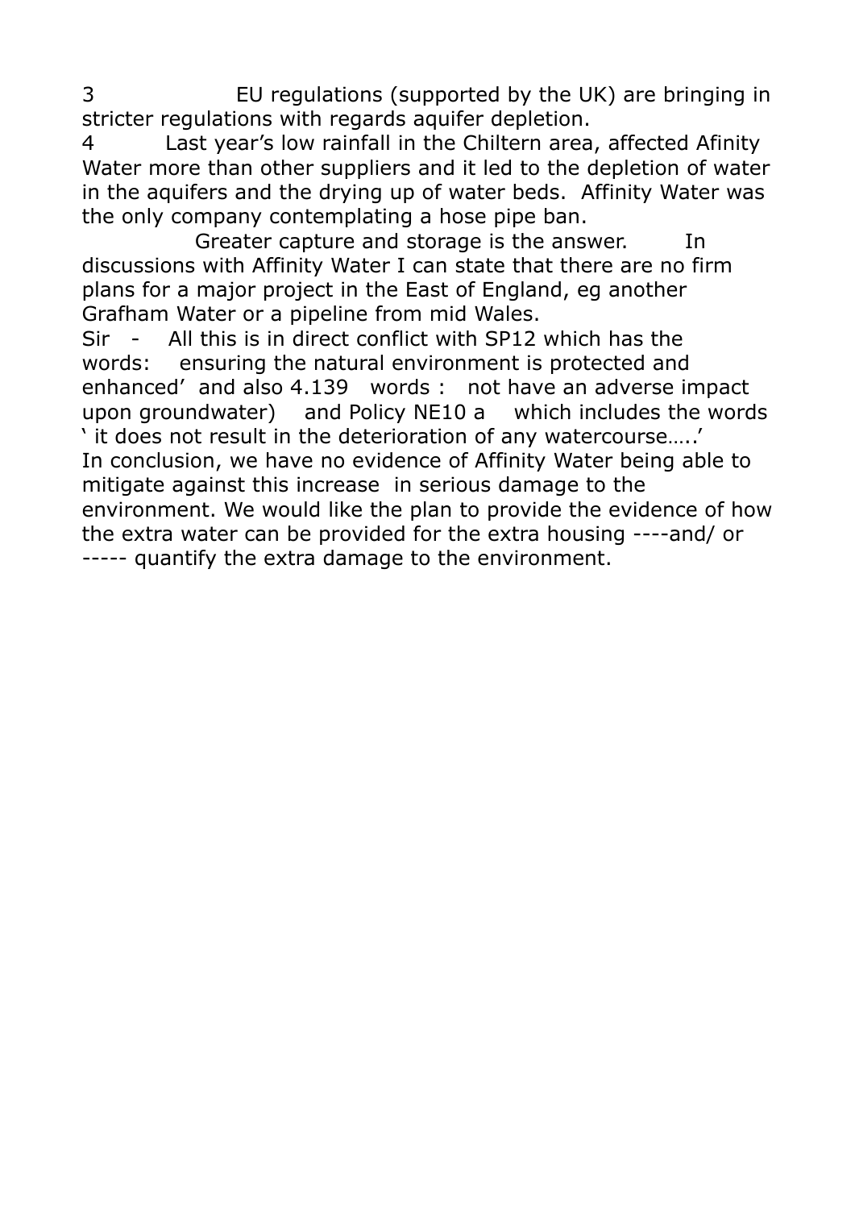3 EU regulations (supported by the UK) are bringing in stricter regulations with regards aquifer depletion.

4 Last year's low rainfall in the Chiltern area, affected Afinity Water more than other suppliers and it led to the depletion of water in the aquifers and the drying up of water beds. Affinity Water was the only company contemplating a hose pipe ban.

Greater capture and storage is the answer. In discussions with Affinity Water I can state that there are no firm plans for a major project in the East of England, eg another Grafham Water or a pipeline from mid Wales.

Sir - All this is in direct conflict with SP12 which has the words: ensuring the natural environment is protected and enhanced' and also 4.139 words : not have an adverse impact upon groundwater) and Policy NE10 a which includes the words ' it does not result in the deterioration of any watercourse…..'

In conclusion, we have no evidence of Affinity Water being able to mitigate against this increase in serious damage to the environment. We would like the plan to provide the evidence of how the extra water can be provided for the extra housing ----and/ or ----- quantify the extra damage to the environment.